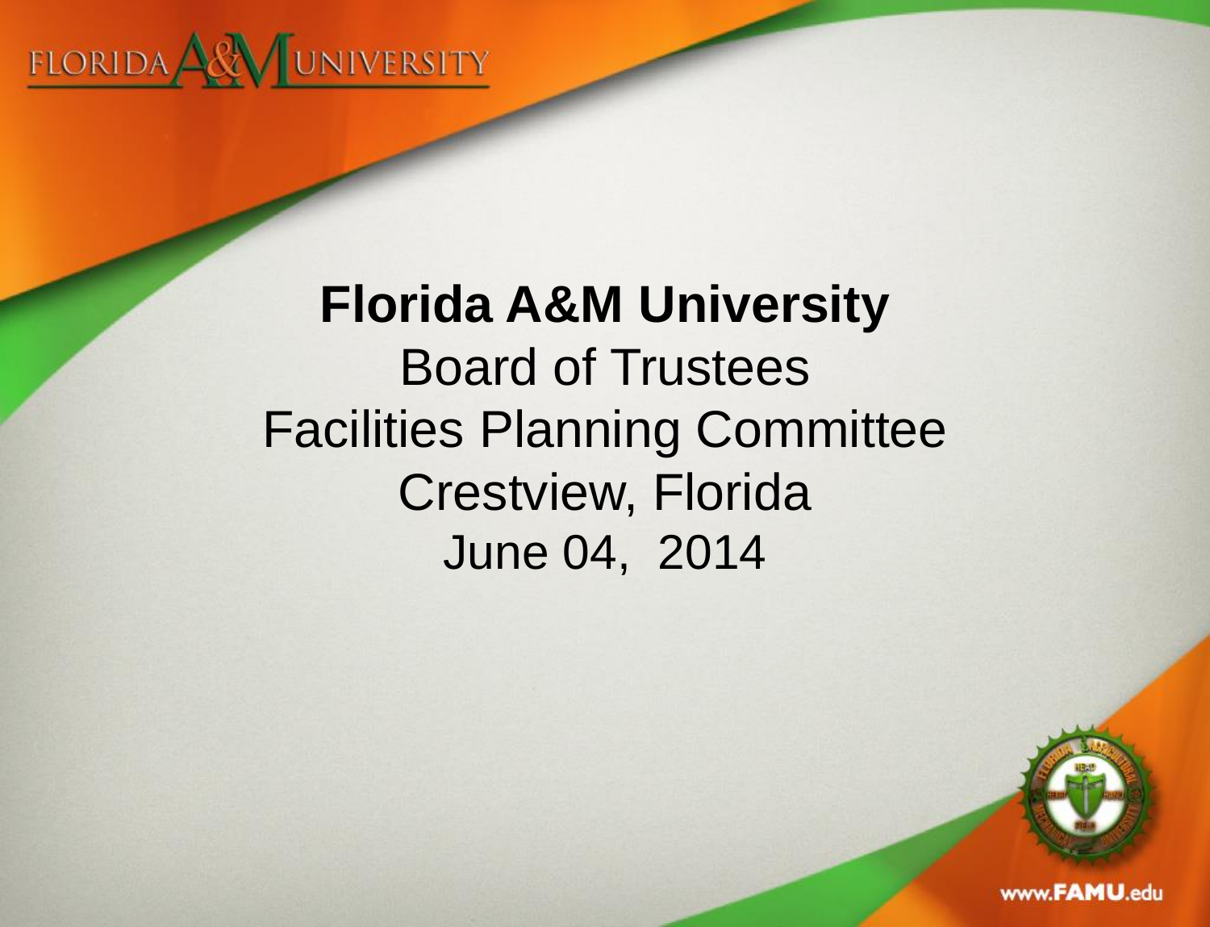# Florida A&M University

Board of Trustees

Facilities Planning Committee

Crestview, Florida

June 04, 2014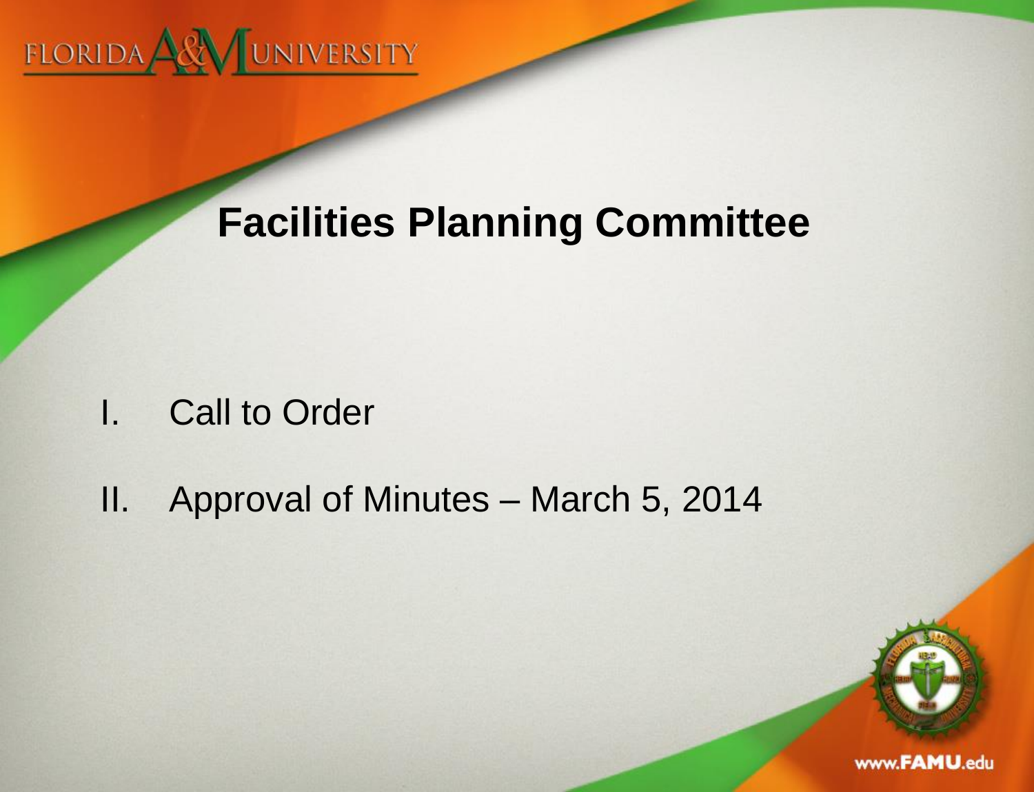# Facilities Planning Committee

I. Call to Order

II. Approval of Minutes – March 5, 2014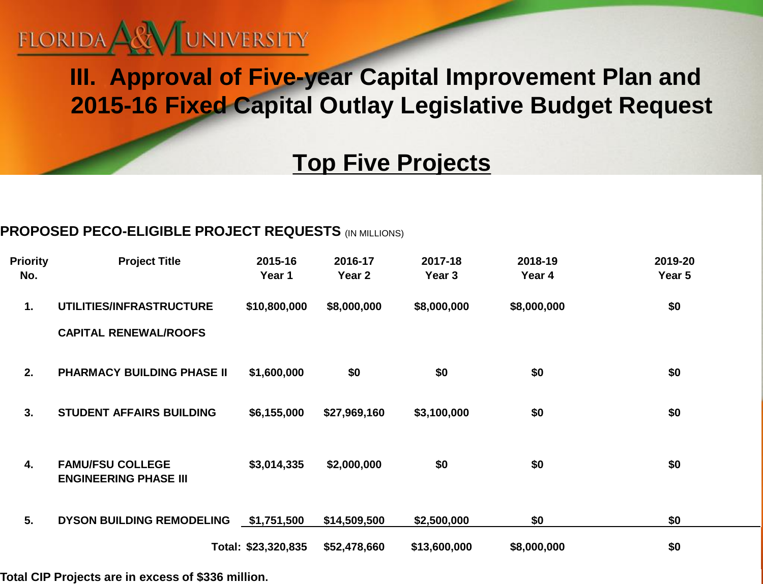FLORIDA A&M UNIVERSITY

# III. Approval of Five-year Capital Improvement Plan and 2015-16 Fixed Capital Outlay Legislative Budget Request

## Top Five Projects

**PROPOSED PECO-ELIGIBLE PROJECT REQUESTS** (IN MILLIONS)

| Priority No. | Project Title | 2015-16 Year 1 | 2016-17 Year 2 | 2017-18 Year 3 | 2018-19 Year 4 | 2019-20 Year 5 |
|---|---|---|---|---|---|---|
| 1. | UTILITIES/INFRASTRUCTURE CAPITAL RENEWAL/ROOFS | $10,800,000 | $8,000,000 | $8,000,000 | $8,000,000 | $0 |
| 2. | PHARMACY BUILDING PHASE II | $1,600,000 | $0 | $0 | $0 | $0 |
| 3. | STUDENT AFFAIRS BUILDING | $6,155,000 | $27,969,160 | $3,100,000 | $0 | $0 |
| 4. | FAMU/FSU COLLEGE ENGINEERING PHASE III | $3,014,335 | $2,000,000 | $0 | $0 | $0 |
| 5. | DYSON BUILDING REMODELING | $1,751,500 | $14,509,500 | $2,500,000 | $0 | $0 |
| | Total: | $23,320,835 | $52,478,660 | $13,600,000 | $8,000,000 | $0 |

**Total CIP Projects are in excess of $336 million.**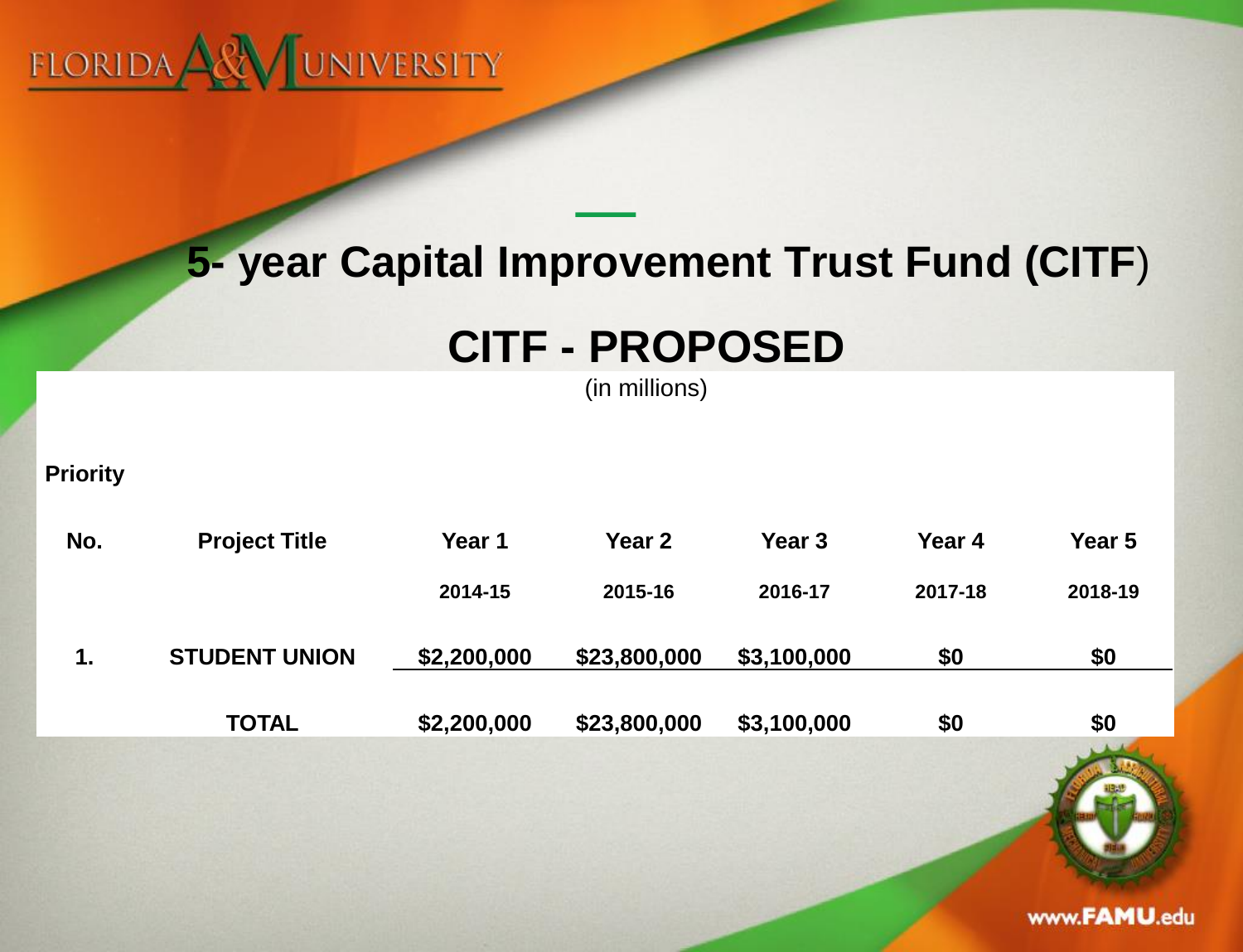FLORIDA A&M UNIVERSITY

# 5- year Capital Improvement Trust Fund (CITF)

## CITF - PROPOSED

(in millions)

| Priority No. | Project Title | Year 1 2014-15 | Year 2 2015-16 | Year 3 2016-17 | Year 4 2017-18 | Year 5 2018-19 |
|---|---|---|---|---|---|---|
| 1. | STUDENT UNION | $2,200,000 | $23,800,000 | $3,100,000 | $0 | $0 |
| | TOTAL | $2,200,000 | $23,800,000 | $3,100,000 | $0 | $0 |

www.FAMU.edu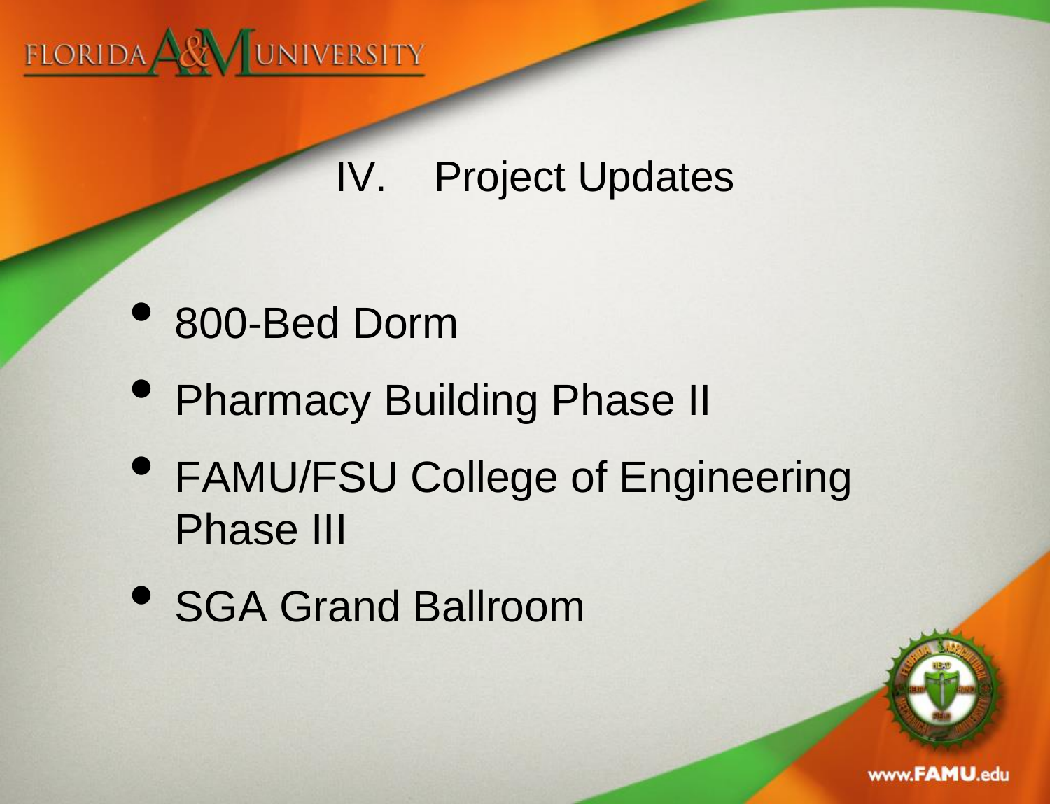# IV. Project Updates

- 800-Bed Dorm
- Pharmacy Building Phase II
- FAMU/FSU College of Engineering Phase III
- SGA Grand Ballroom